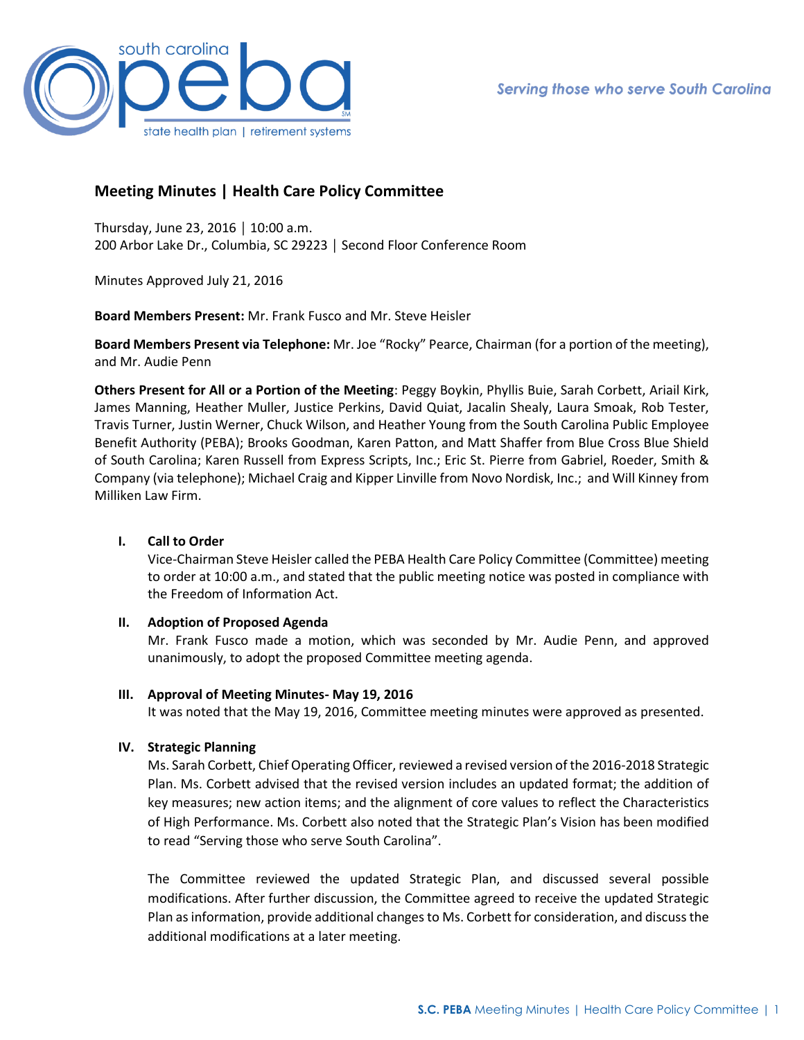# Meeting Minutes | Health Care Policy Committee

Thursday, June 23, 2016 │ 10:00 a.m.
200 Arbor Lake Dr., Columbia, SC 29223 │ Second Floor Conference Room

Minutes Approved July 21, 2016

**Board Members Present:** Mr. Frank Fusco and Mr. Steve Heisler

**Board Members Present via Telephone:** Mr. Joe "Rocky" Pearce, Chairman (for a portion of the meeting), and Mr. Audie Penn

**Others Present for All or a Portion of the Meeting**: Peggy Boykin, Phyllis Buie, Sarah Corbett, Ariail Kirk, James Manning, Heather Muller, Justice Perkins, David Quiat, Jacalin Shealy, Laura Smoak, Rob Tester, Travis Turner, Justin Werner, Chuck Wilson, and Heather Young from the South Carolina Public Employee Benefit Authority (PEBA); Brooks Goodman, Karen Patton, and Matt Shaffer from Blue Cross Blue Shield of South Carolina; Karen Russell from Express Scripts, Inc.; Eric St. Pierre from Gabriel, Roeder, Smith & Company (via telephone); Michael Craig and Kipper Linville from Novo Nordisk, Inc.; and Will Kinney from Milliken Law Firm.

## I. Call to Order

Vice-Chairman Steve Heisler called the PEBA Health Care Policy Committee (Committee) meeting to order at 10:00 a.m., and stated that the public meeting notice was posted in compliance with the Freedom of Information Act.

## II. Adoption of Proposed Agenda

Mr. Frank Fusco made a motion, which was seconded by Mr. Audie Penn, and approved unanimously, to adopt the proposed Committee meeting agenda.

## III. Approval of Meeting Minutes- May 19, 2016

It was noted that the May 19, 2016, Committee meeting minutes were approved as presented.

## IV. Strategic Planning

Ms. Sarah Corbett, Chief Operating Officer, reviewed a revised version of the 2016-2018 Strategic Plan. Ms. Corbett advised that the revised version includes an updated format; the addition of key measures; new action items; and the alignment of core values to reflect the Characteristics of High Performance. Ms. Corbett also noted that the Strategic Plan's Vision has been modified to read "Serving those who serve South Carolina".

The Committee reviewed the updated Strategic Plan, and discussed several possible modifications. After further discussion, the Committee agreed to receive the updated Strategic Plan as information, provide additional changes to Ms. Corbett for consideration, and discuss the additional modifications at a later meeting.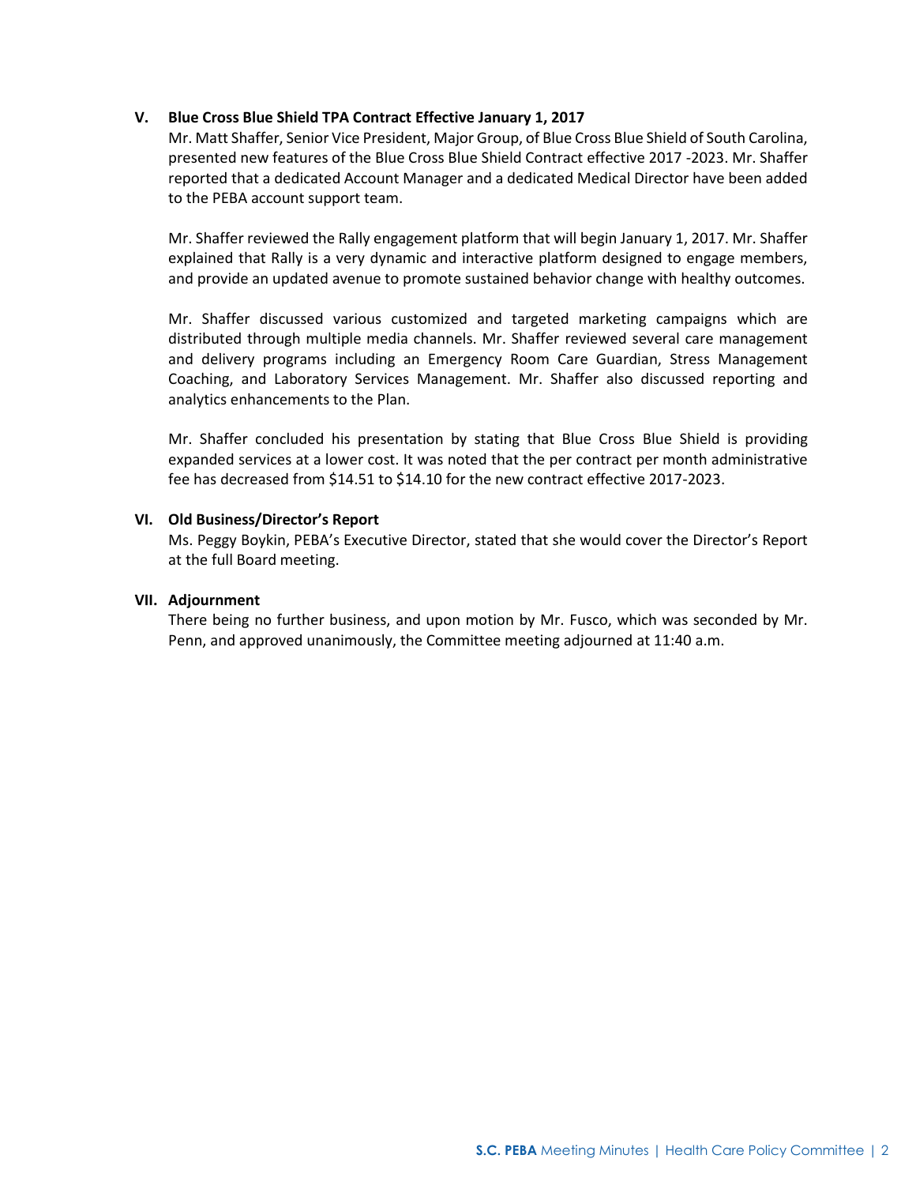## V. Blue Cross Blue Shield TPA Contract Effective January 1, 2017

Mr. Matt Shaffer, Senior Vice President, Major Group, of Blue Cross Blue Shield of South Carolina, presented new features of the Blue Cross Blue Shield Contract effective 2017 -2023. Mr. Shaffer reported that a dedicated Account Manager and a dedicated Medical Director have been added to the PEBA account support team.

Mr. Shaffer reviewed the Rally engagement platform that will begin January 1, 2017. Mr. Shaffer explained that Rally is a very dynamic and interactive platform designed to engage members, and provide an updated avenue to promote sustained behavior change with healthy outcomes.

Mr. Shaffer discussed various customized and targeted marketing campaigns which are distributed through multiple media channels. Mr. Shaffer reviewed several care management and delivery programs including an Emergency Room Care Guardian, Stress Management Coaching, and Laboratory Services Management. Mr. Shaffer also discussed reporting and analytics enhancements to the Plan.

Mr. Shaffer concluded his presentation by stating that Blue Cross Blue Shield is providing expanded services at a lower cost. It was noted that the per contract per month administrative fee has decreased from $14.51 to $14.10 for the new contract effective 2017-2023.

## VI. Old Business/Director's Report

Ms. Peggy Boykin, PEBA's Executive Director, stated that she would cover the Director's Report at the full Board meeting.

## VII. Adjournment

There being no further business, and upon motion by Mr. Fusco, which was seconded by Mr. Penn, and approved unanimously, the Committee meeting adjourned at 11:40 a.m.